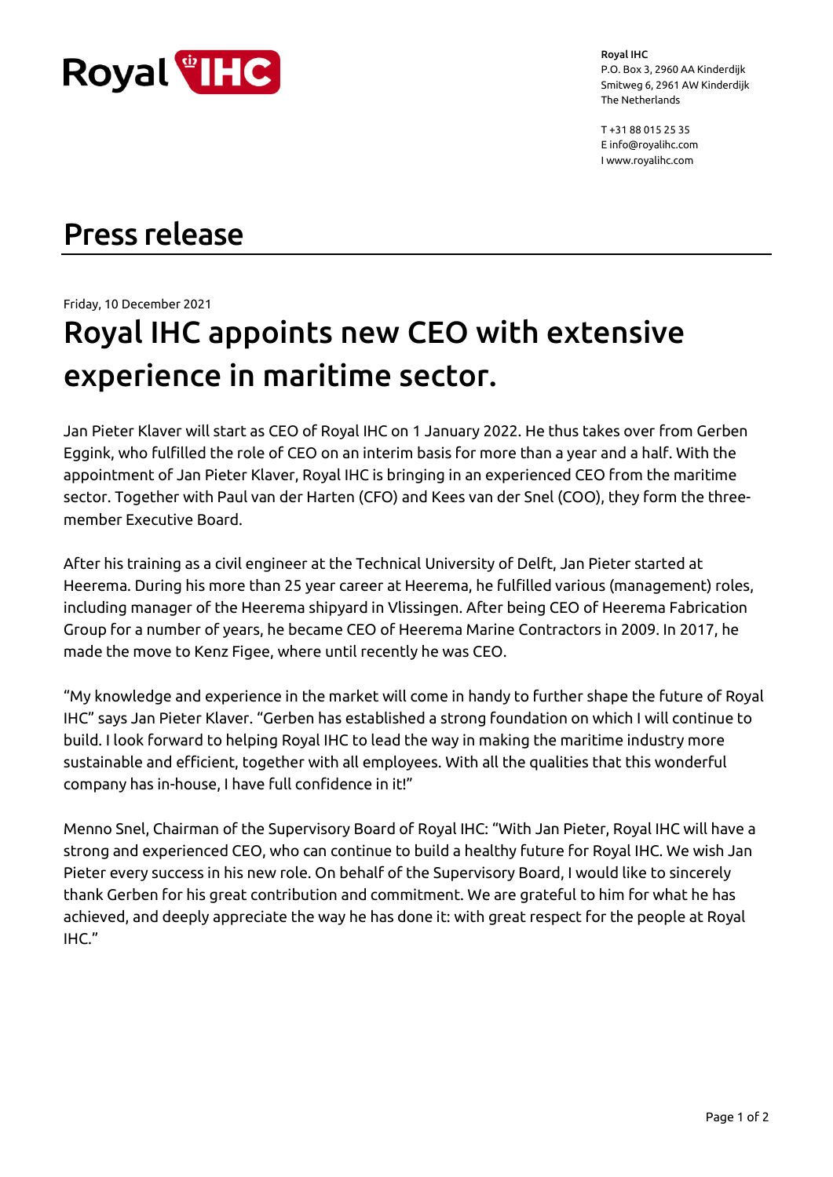**Royal IHC**
P.O. Box 3, 2960 AA Kinderdijk
Smitweg 6, 2961 AW Kinderdijk
The Netherlands

T +31 88 015 25 35
E info@royalihc.com
I www.royalihc.com

# Press release

Friday, 10 December 2021

## Royal IHC appoints new CEO with extensive experience in maritime sector.

Jan Pieter Klaver will start as CEO of Royal IHC on 1 January 2022. He thus takes over from Gerben Eggink, who fulfilled the role of CEO on an interim basis for more than a year and a half. With the appointment of Jan Pieter Klaver, Royal IHC is bringing in an experienced CEO from the maritime sector. Together with Paul van der Harten (CFO) and Kees van der Snel (COO), they form the three-member Executive Board.

After his training as a civil engineer at the Technical University of Delft, Jan Pieter started at Heerema. During his more than 25 year career at Heerema, he fulfilled various (management) roles, including manager of the Heerema shipyard in Vlissingen. After being CEO of Heerema Fabrication Group for a number of years, he became CEO of Heerema Marine Contractors in 2009. In 2017, he made the move to Kenz Figee, where until recently he was CEO.

“My knowledge and experience in the market will come in handy to further shape the future of Royal IHC” says Jan Pieter Klaver. “Gerben has established a strong foundation on which I will continue to build. I look forward to helping Royal IHC to lead the way in making the maritime industry more sustainable and efficient, together with all employees. With all the qualities that this wonderful company has in-house, I have full confidence in it!”

Menno Snel, Chairman of the Supervisory Board of Royal IHC: “With Jan Pieter, Royal IHC will have a strong and experienced CEO, who can continue to build a healthy future for Royal IHC. We wish Jan Pieter every success in his new role. On behalf of the Supervisory Board, I would like to sincerely thank Gerben for his great contribution and commitment. We are grateful to him for what he has achieved, and deeply appreciate the way he has done it: with great respect for the people at Royal IHC.”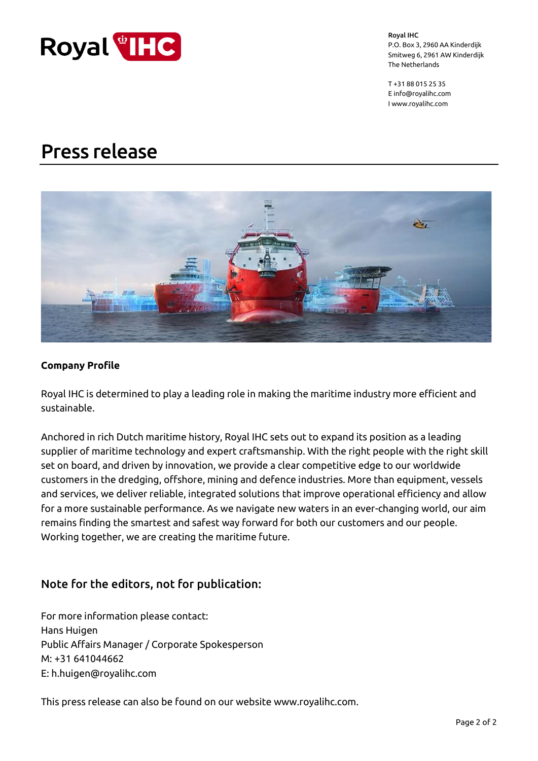Royal IHC

**Royal IHC**
P.O. Box 3, 2960 AA Kinderdijk
Smitweg 6, 2961 AW Kinderdijk
The Netherlands

T +31 88 015 25 35
E info@royalihc.com
I www.royalihc.com

# Press release

**Company Profile**

Royal IHC is determined to play a leading role in making the maritime industry more efficient and sustainable.

Anchored in rich Dutch maritime history, Royal IHC sets out to expand its position as a leading supplier of maritime technology and expert craftsmanship. With the right people with the right skill set on board, and driven by innovation, we provide a clear competitive edge to our worldwide customers in the dredging, offshore, mining and defence industries. More than equipment, vessels and services, we deliver reliable, integrated solutions that improve operational efficiency and allow for a more sustainable performance. As we navigate new waters in an ever-changing world, our aim remains finding the smartest and safest way forward for both our customers and our people. Working together, we are creating the maritime future.

## Note for the editors, not for publication:

For more information please contact:
Hans Huigen
Public Affairs Manager / Corporate Spokesperson
M: +31 641044662
E: h.huigen@royalihc.com

This press release can also be found on our website www.royalihc.com.